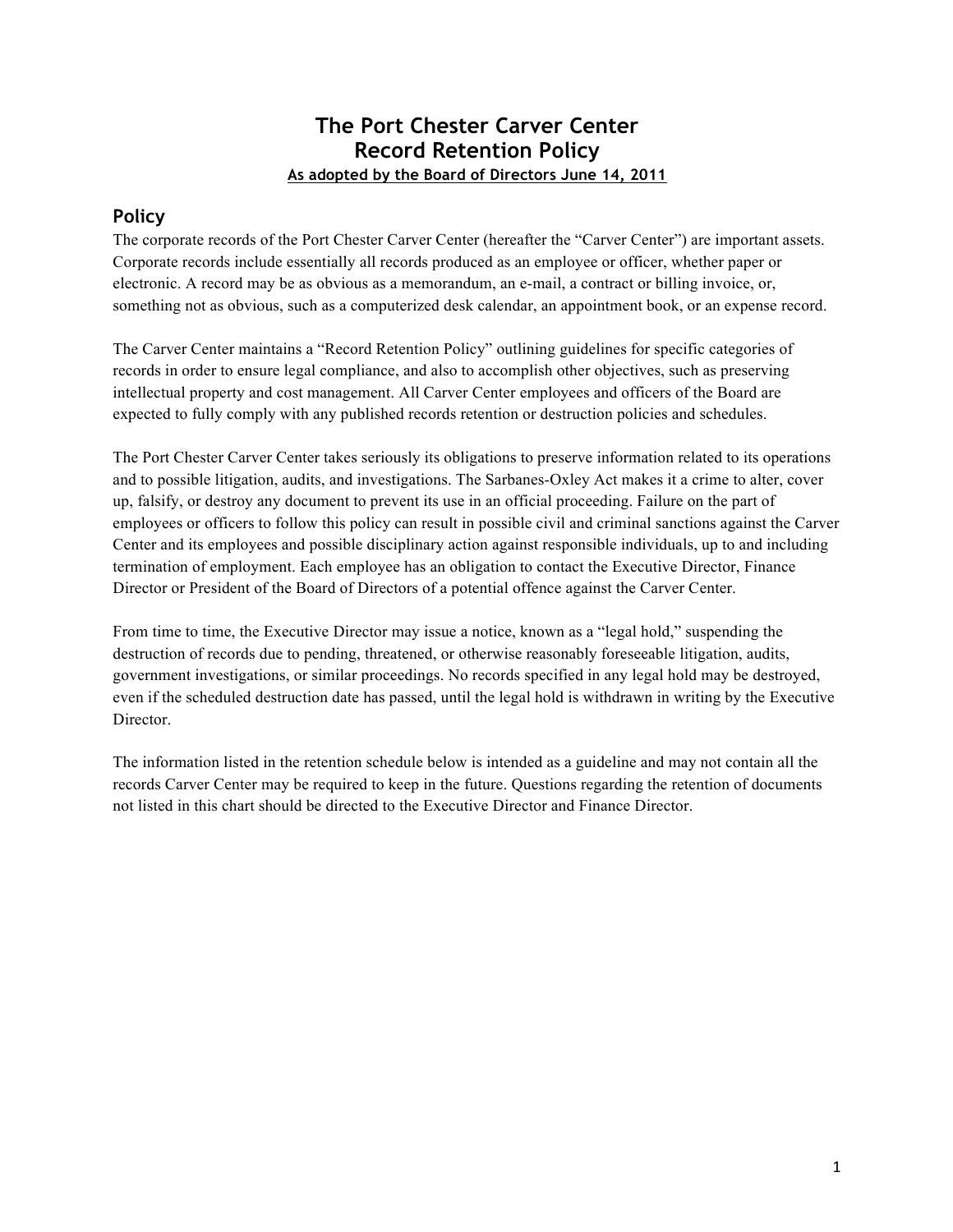# The Port Chester Carver Center
# Record Retention Policy

**As adopted by the Board of Directors June 14, 2011**

## Policy

The corporate records of the Port Chester Carver Center (hereafter the "Carver Center") are important assets. Corporate records include essentially all records produced as an employee or officer, whether paper or electronic. A record may be as obvious as a memorandum, an e-mail, a contract or billing invoice, or, something not as obvious, such as a computerized desk calendar, an appointment book, or an expense record.

The Carver Center maintains a "Record Retention Policy" outlining guidelines for specific categories of records in order to ensure legal compliance, and also to accomplish other objectives, such as preserving intellectual property and cost management. All Carver Center employees and officers of the Board are expected to fully comply with any published records retention or destruction policies and schedules.

The Port Chester Carver Center takes seriously its obligations to preserve information related to its operations and to possible litigation, audits, and investigations. The Sarbanes-Oxley Act makes it a crime to alter, cover up, falsify, or destroy any document to prevent its use in an official proceeding. Failure on the part of employees or officers to follow this policy can result in possible civil and criminal sanctions against the Carver Center and its employees and possible disciplinary action against responsible individuals, up to and including termination of employment. Each employee has an obligation to contact the Executive Director, Finance Director or President of the Board of Directors of a potential offence against the Carver Center.

From time to time, the Executive Director may issue a notice, known as a "legal hold," suspending the destruction of records due to pending, threatened, or otherwise reasonably foreseeable litigation, audits, government investigations, or similar proceedings. No records specified in any legal hold may be destroyed, even if the scheduled destruction date has passed, until the legal hold is withdrawn in writing by the Executive Director.

The information listed in the retention schedule below is intended as a guideline and may not contain all the records Carver Center may be required to keep in the future. Questions regarding the retention of documents not listed in this chart should be directed to the Executive Director and Finance Director.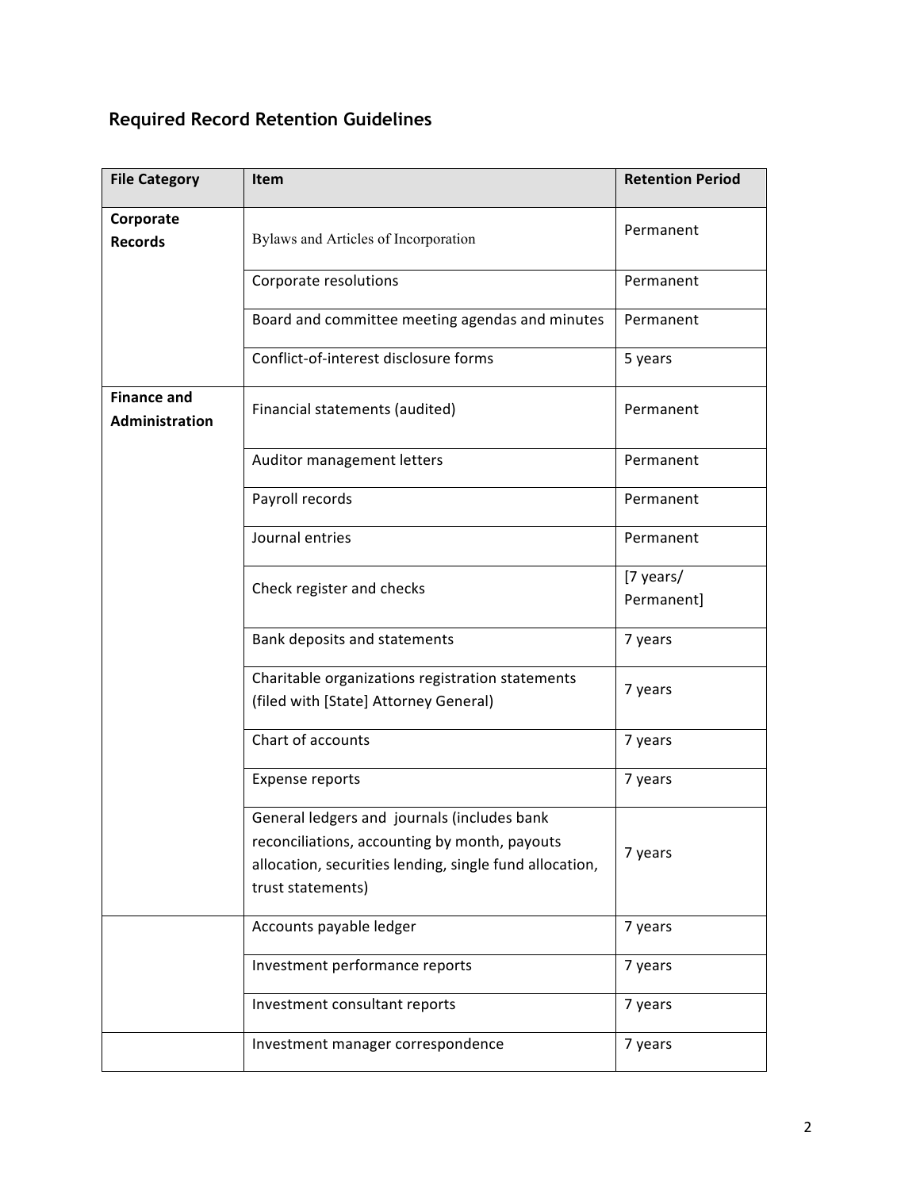## Required Record Retention Guidelines

| File Category | Item | Retention Period |
|---|---|---|
| **Corporate Records** | Bylaws and Articles of Incorporation | Permanent |
| | Corporate resolutions | Permanent |
| | Board and committee meeting agendas and minutes | Permanent |
| | Conflict-of-interest disclosure forms | 5 years |
| **Finance and Administration** | Financial statements (audited) | Permanent |
| | Auditor management letters | Permanent |
| | Payroll records | Permanent |
| | Journal entries | Permanent |
| | Check register and checks | [7 years/ Permanent] |
| | Bank deposits and statements | 7 years |
| | Charitable organizations registration statements (filed with [State] Attorney General) | 7 years |
| | Chart of accounts | 7 years |
| | Expense reports | 7 years |
| | General ledgers and journals (includes bank reconciliations, accounting by month, payouts allocation, securities lending, single fund allocation, trust statements) | 7 years |
| | Accounts payable ledger | 7 years |
| | Investment performance reports | 7 years |
| | Investment consultant reports | 7 years |
| | Investment manager correspondence | 7 years |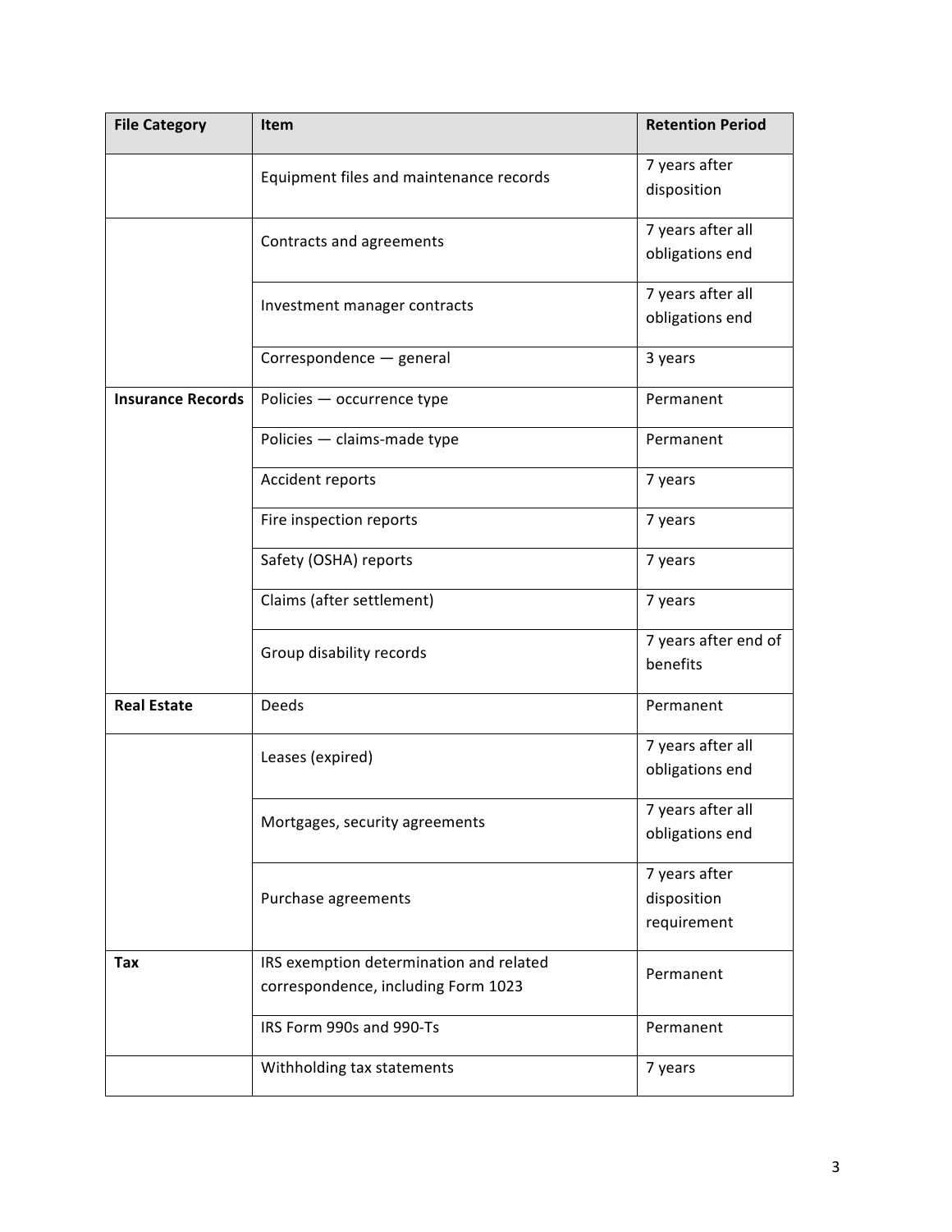| **File Category** | **Item** | **Retention Period** |
| --- | --- | --- |
| | Equipment files and maintenance records | 7 years after disposition |
| | Contracts and agreements | 7 years after all obligations end |
| | Investment manager contracts | 7 years after all obligations end |
| | Correspondence — general | 3 years |
| **Insurance Records** | Policies — occurrence type | Permanent |
| | Policies — claims-made type | Permanent |
| | Accident reports | 7 years |
| | Fire inspection reports | 7 years |
| | Safety (OSHA) reports | 7 years |
| | Claims (after settlement) | 7 years |
| | Group disability records | 7 years after end of benefits |
| **Real Estate** | Deeds | Permanent |
| | Leases (expired) | 7 years after all obligations end |
| | Mortgages, security agreements | 7 years after all obligations end |
| | Purchase agreements | 7 years after disposition requirement |
| **Tax** | IRS exemption determination and related correspondence, including Form 1023 | Permanent |
| | IRS Form 990s and 990-Ts | Permanent |
| | Withholding tax statements | 7 years |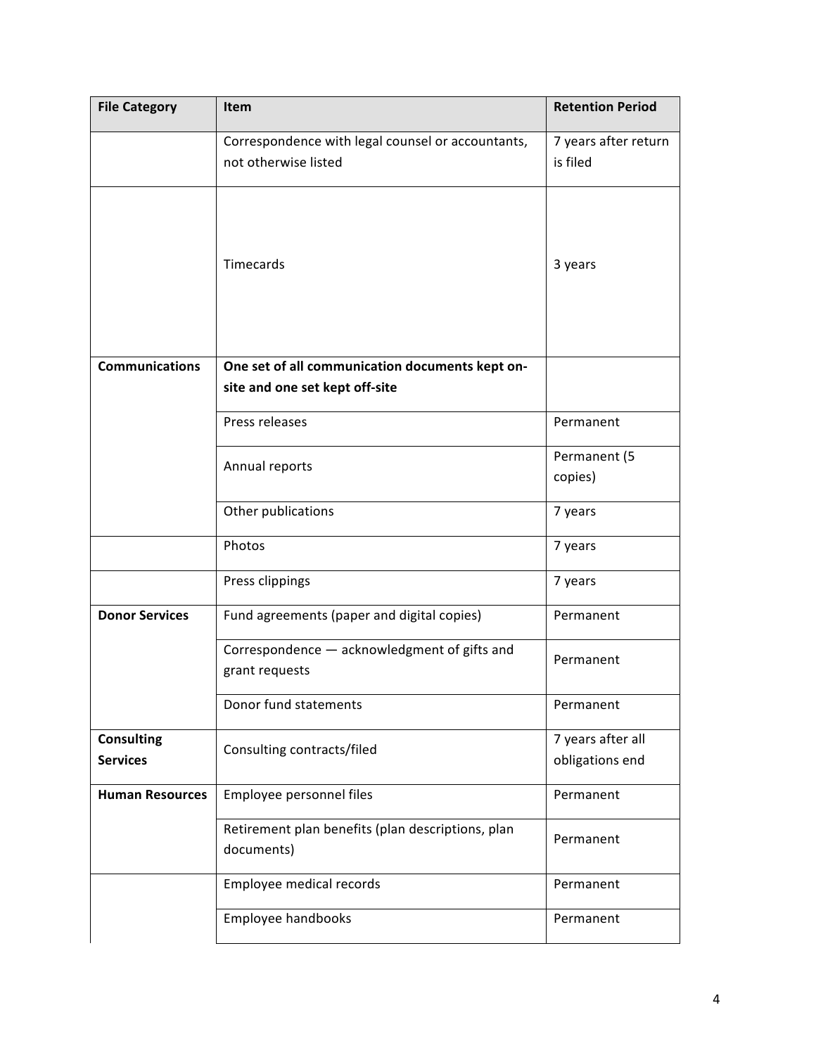| File Category | Item | Retention Period |
| --- | --- | --- |
| | Correspondence with legal counsel or accountants, not otherwise listed | 7 years after return is filed |
| | Timecards | 3 years |
| **Communications** | **One set of all communication documents kept on-site and one set kept off-site** | |
| | Press releases | Permanent |
| | Annual reports | Permanent (5 copies) |
| | Other publications | 7 years |
| | Photos | 7 years |
| | Press clippings | 7 years |
| **Donor Services** | Fund agreements (paper and digital copies) | Permanent |
| | Correspondence — acknowledgment of gifts and grant requests | Permanent |
| | Donor fund statements | Permanent |
| **Consulting Services** | Consulting contracts/filed | 7 years after all obligations end |
| **Human Resources** | Employee personnel files | Permanent |
| | Retirement plan benefits (plan descriptions, plan documents) | Permanent |
| | Employee medical records | Permanent |
| | Employee handbooks | Permanent |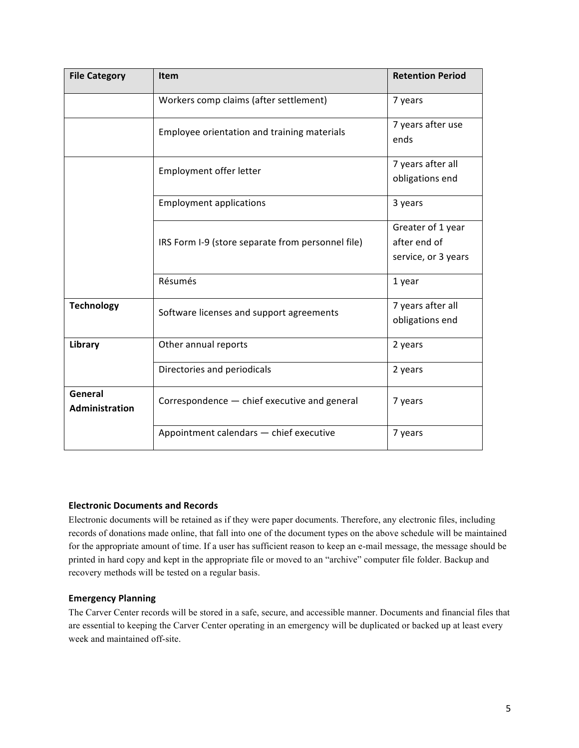| **File Category** | **Item** | **Retention Period** |
|---|---|---|
| | Workers comp claims (after settlement) | 7 years |
| | Employee orientation and training materials | 7 years after use ends |
| | Employment offer letter | 7 years after all obligations end |
| | Employment applications | 3 years |
| | IRS Form I-9 (store separate from personnel file) | Greater of 1 year after end of service, or 3 years |
| | Résumés | 1 year |
| **Technology** | Software licenses and support agreements | 7 years after all obligations end |
| **Library** | Other annual reports | 2 years |
| | Directories and periodicals | 2 years |
| **General Administration** | Correspondence — chief executive and general | 7 years |
| | Appointment calendars — chief executive | 7 years |

**Electronic Documents and Records**

Electronic documents will be retained as if they were paper documents. Therefore, any electronic files, including records of donations made online, that fall into one of the document types on the above schedule will be maintained for the appropriate amount of time. If a user has sufficient reason to keep an e-mail message, the message should be printed in hard copy and kept in the appropriate file or moved to an "archive" computer file folder. Backup and recovery methods will be tested on a regular basis.

**Emergency Planning**

The Carver Center records will be stored in a safe, secure, and accessible manner. Documents and financial files that are essential to keeping the Carver Center operating in an emergency will be duplicated or backed up at least every week and maintained off-site.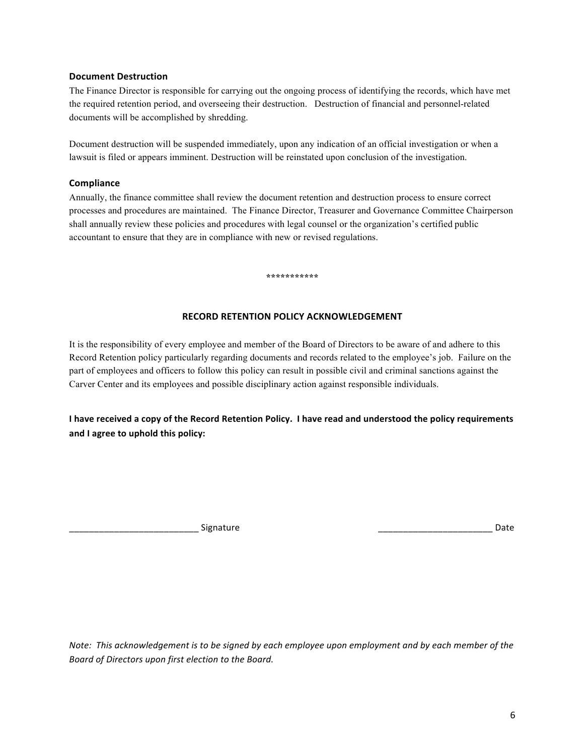### Document Destruction

The Finance Director is responsible for carrying out the ongoing process of identifying the records, which have met the required retention period, and overseeing their destruction. Destruction of financial and personnel-related documents will be accomplished by shredding.

Document destruction will be suspended immediately, upon any indication of an official investigation or when a lawsuit is filed or appears imminent. Destruction will be reinstated upon conclusion of the investigation.

### Compliance

Annually, the finance committee shall review the document retention and destruction process to ensure correct processes and procedures are maintained. The Finance Director, Treasurer and Governance Committee Chairperson shall annually review these policies and procedures with legal counsel or the organization's certified public accountant to ensure that they are in compliance with new or revised regulations.

***********

## RECORD RETENTION POLICY ACKNOWLEDGEMENT

It is the responsibility of every employee and member of the Board of Directors to be aware of and adhere to this Record Retention policy particularly regarding documents and records related to the employee's job. Failure on the part of employees and officers to follow this policy can result in possible civil and criminal sanctions against the Carver Center and its employees and possible disciplinary action against responsible individuals.

**I have received a copy of the Record Retention Policy. I have read and understood the policy requirements and I agree to uphold this policy:**

___________________________ Signature ________________________ Date

*Note: This acknowledgement is to be signed by each employee upon employment and by each member of the Board of Directors upon first election to the Board.*